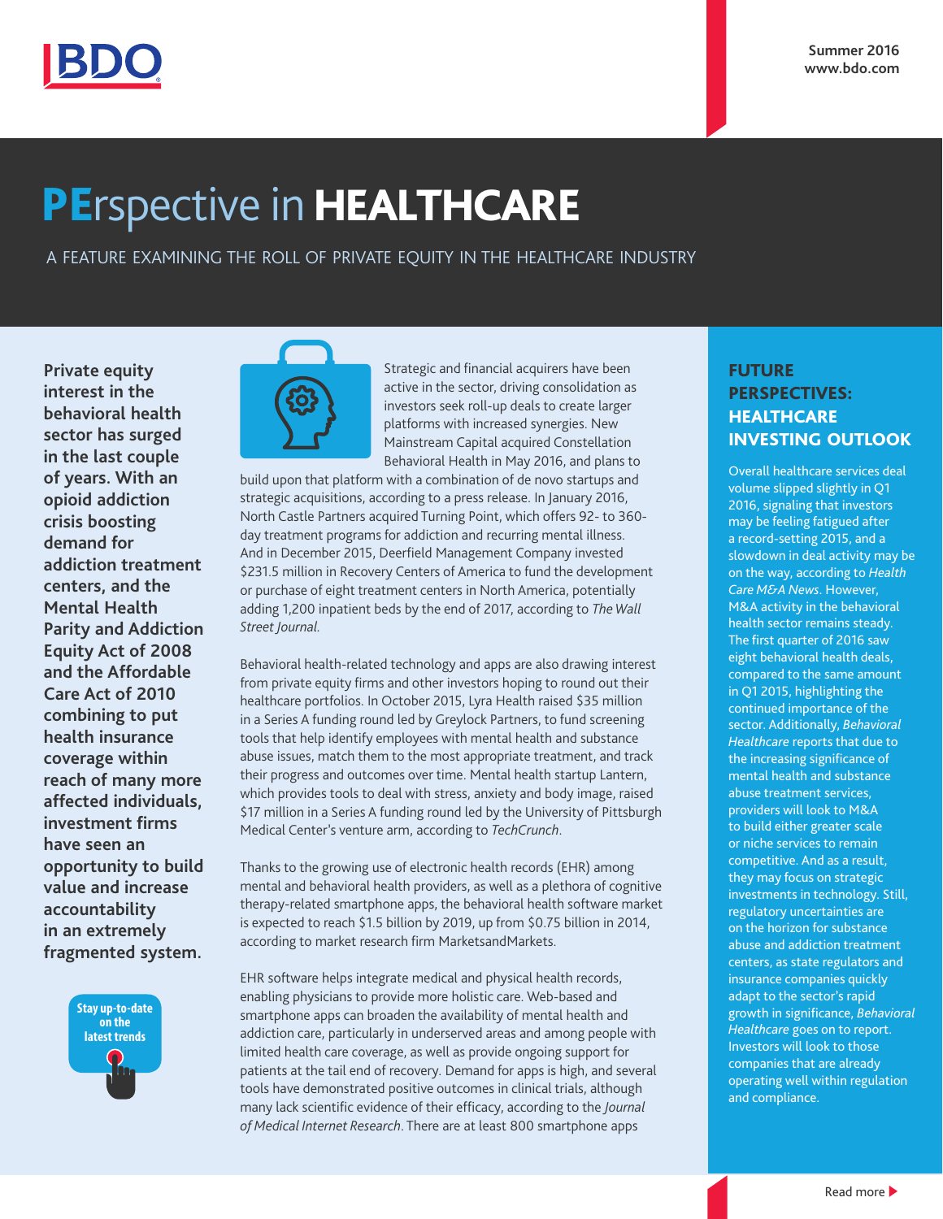Summer 2016
www.bdo.com

# PErspective in HEALTHCARE

A FEATURE EXAMINING THE ROLL OF PRIVATE EQUITY IN THE HEALTHCARE INDUSTRY

**Private equity interest in the behavioral health sector has surged in the last couple of years. With an opioid addiction crisis boosting demand for addiction treatment centers, and the Mental Health Parity and Addiction Equity Act of 2008 and the Affordable Care Act of 2010 combining to put health insurance coverage within reach of many more affected individuals, investment firms have seen an opportunity to build value and increase accountability in an extremely fragmented system.**

Stay up-to-date on the latest trends

Strategic and financial acquirers have been active in the sector, driving consolidation as investors seek roll-up deals to create larger platforms with increased synergies. New Mainstream Capital acquired Constellation Behavioral Health in May 2016, and plans to build upon that platform with a combination of de novo startups and strategic acquisitions, according to a press release. In January 2016, North Castle Partners acquired Turning Point, which offers 92- to 360-day treatment programs for addiction and recurring mental illness. And in December 2015, Deerfield Management Company invested $231.5 million in Recovery Centers of America to fund the development or purchase of eight treatment centers in North America, potentially adding 1,200 inpatient beds by the end of 2017, according to *The Wall Street Journal*.

Behavioral health-related technology and apps are also drawing interest from private equity firms and other investors hoping to round out their healthcare portfolios. In October 2015, Lyra Health raised $35 million in a Series A funding round led by Greylock Partners, to fund screening tools that help identify employees with mental health and substance abuse issues, match them to the most appropriate treatment, and track their progress and outcomes over time. Mental health startup Lantern, which provides tools to deal with stress, anxiety and body image, raised $17 million in a Series A funding round led by the University of Pittsburgh Medical Center's venture arm, according to *TechCrunch*.

Thanks to the growing use of electronic health records (EHR) among mental and behavioral health providers, as well as a plethora of cognitive therapy-related smartphone apps, the behavioral health software market is expected to reach $1.5 billion by 2019, up from $0.75 billion in 2014, according to market research firm MarketsandMarkets.

EHR software helps integrate medical and physical health records, enabling physicians to provide more holistic care. Web-based and smartphone apps can broaden the availability of mental health and addiction care, particularly in underserved areas and among people with limited health care coverage, as well as provide ongoing support for patients at the tail end of recovery. Demand for apps is high, and several tools have demonstrated positive outcomes in clinical trials, although many lack scientific evidence of their efficacy, according to the *Journal of Medical Internet Research*. There are at least 800 smartphone apps

## FUTURE PERSPECTIVES: HEALTHCARE INVESTING OUTLOOK

Overall healthcare services deal volume slipped slightly in Q1 2016, signaling that investors may be feeling fatigued after a record-setting 2015, and a slowdown in deal activity may be on the way, according to *Health Care M&A News*. However, M&A activity in the behavioral health sector remains steady. The first quarter of 2016 saw eight behavioral health deals, compared to the same amount in Q1 2015, highlighting the continued importance of the sector. Additionally, *Behavioral Healthcare* reports that due to the increasing significance of mental health and substance abuse treatment services, providers will look to M&A to build either greater scale or niche services to remain competitive. And as a result, they may focus on strategic investments in technology. Still, regulatory uncertainties are on the horizon for substance abuse and addiction treatment centers, as state regulators and insurance companies quickly adapt to the sector's rapid growth in significance, *Behavioral Healthcare* goes on to report. Investors will look to those companies that are already operating well within regulation and compliance.

Read more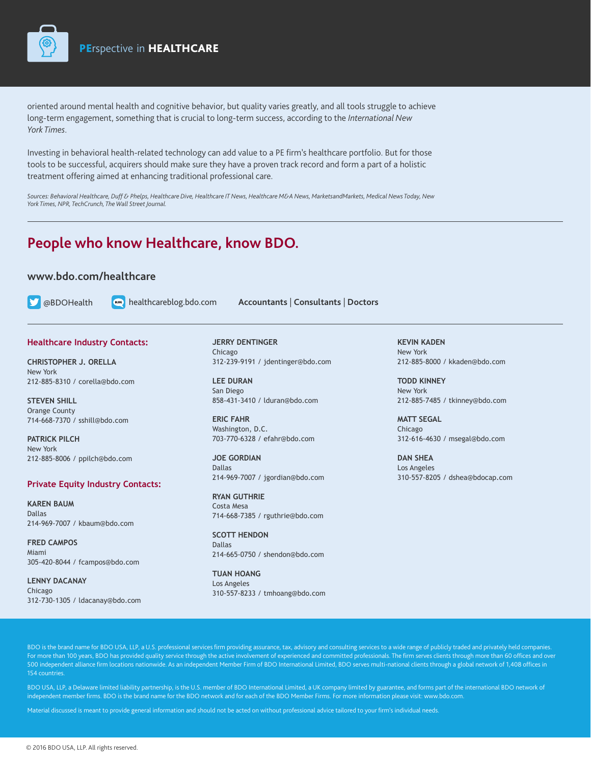oriented around mental health and cognitive behavior, but quality varies greatly, and all tools struggle to achieve long-term engagement, something that is crucial to long-term success, according to the *International New York Times*.

Investing in behavioral health-related technology can add value to a PE firm's healthcare portfolio. But for those tools to be successful, acquirers should make sure they have a proven track record and form a part of a holistic treatment offering aimed at enhancing traditional professional care.

*Sources: Behavioral Healthcare, Duff & Phelps, Healthcare Dive, Healthcare IT News, Healthcare M&A News, MarketsandMarkets, Medical News Today, New York Times, NPR, TechCrunch, The Wall Street Journal.*

---

## People who know Healthcare, know BDO.

**www.bdo.com/healthcare**

@BDOHealth healthcareblog.bdo.com **Accountants | Consultants | Doctors**

---

### Healthcare Industry Contacts:

**CHRISTOPHER J. ORELLA**
New York
212-885-8310 / corella@bdo.com

**STEVEN SHILL**
Orange County
714-668-7370 / sshill@bdo.com

**PATRICK PILCH**
New York
212-885-8006 / ppilch@bdo.com

### Private Equity Industry Contacts:

**KAREN BAUM**
Dallas
214-969-7007 / kbaum@bdo.com

**FRED CAMPOS**
Miami
305-420-8044 / fcampos@bdo.com

**LENNY DACANAY**
Chicago
312-730-1305 / ldacanay@bdo.com

**JERRY DENTINGER**
Chicago
312-239-9191 / jdentinger@bdo.com

**LEE DURAN**
San Diego
858-431-3410 / lduran@bdo.com

**ERIC FAHR**
Washington, D.C.
703-770-6328 / efahr@bdo.com

**JOE GORDIAN**
Dallas
214-969-7007 / jgordian@bdo.com

**RYAN GUTHRIE**
Costa Mesa
714-668-7385 / rguthrie@bdo.com

**SCOTT HENDON**
Dallas
214-665-0750 / shendon@bdo.com

**TUAN HOANG**
Los Angeles
310-557-8233 / tmhoang@bdo.com

**KEVIN KADEN**
New York
212-885-8000 / kkaden@bdo.com

**TODD KINNEY**
New York
212-885-7485 / tkinney@bdo.com

**MATT SEGAL**
Chicago
312-616-4630 / msegal@bdo.com

**DAN SHEA**
Los Angeles
310-557-8205 / dshea@bdocap.com

BDO is the brand name for BDO USA, LLP, a U.S. professional services firm providing assurance, tax, advisory and consulting services to a wide range of publicly traded and privately held companies. For more than 100 years, BDO has provided quality service through the active involvement of experienced and committed professionals. The firm serves clients through more than 60 offices and over 500 independent alliance firm locations nationwide. As an independent Member Firm of BDO International Limited, BDO serves multi-national clients through a global network of 1,408 offices in 154 countries.

BDO USA, LLP, a Delaware limited liability partnership, is the U.S. member of BDO International Limited, a UK company limited by guarantee, and forms part of the international BDO network of independent member firms. BDO is the brand name for the BDO network and for each of the BDO Member Firms. For more information please visit: www.bdo.com.

Material discussed is meant to provide general information and should not be acted on without professional advice tailored to your firm's individual needs.

© 2016 BDO USA, LLP. All rights reserved.